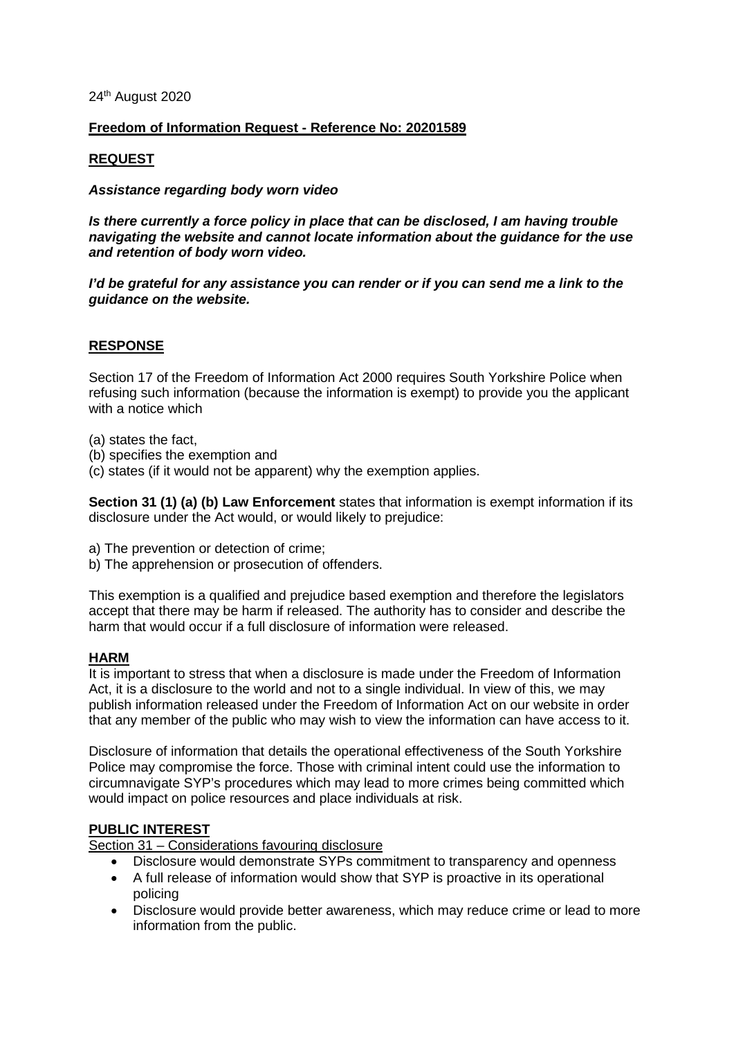24th August 2020

**Freedom of Information Request - Reference No: 20201589**

**REQUEST**

***Assistance regarding body worn video***

***Is there currently a force policy in place that can be disclosed, I am having trouble navigating the website and cannot locate information about the guidance for the use and retention of body worn video.***

***I'd be grateful for any assistance you can render or if you can send me a link to the guidance on the website.***

**RESPONSE**

Section 17 of the Freedom of Information Act 2000 requires South Yorkshire Police when refusing such information (because the information is exempt) to provide you the applicant with a notice which

(a) states the fact,
(b) specifies the exemption and
(c) states (if it would not be apparent) why the exemption applies.

**Section 31 (1) (a) (b) Law Enforcement** states that information is exempt information if its disclosure under the Act would, or would likely to prejudice:

a) The prevention or detection of crime;
b) The apprehension or prosecution of offenders.

This exemption is a qualified and prejudice based exemption and therefore the legislators accept that there may be harm if released. The authority has to consider and describe the harm that would occur if a full disclosure of information were released.

**HARM**

It is important to stress that when a disclosure is made under the Freedom of Information Act, it is a disclosure to the world and not to a single individual. In view of this, we may publish information released under the Freedom of Information Act on our website in order that any member of the public who may wish to view the information can have access to it.

Disclosure of information that details the operational effectiveness of the South Yorkshire Police may compromise the force. Those with criminal intent could use the information to circumnavigate SYP's procedures which may lead to more crimes being committed which would impact on police resources and place individuals at risk.

**PUBLIC INTEREST**

Section 31 – Considerations favouring disclosure

- Disclosure would demonstrate SYPs commitment to transparency and openness
- A full release of information would show that SYP is proactive in its operational policing
- Disclosure would provide better awareness, which may reduce crime or lead to more information from the public.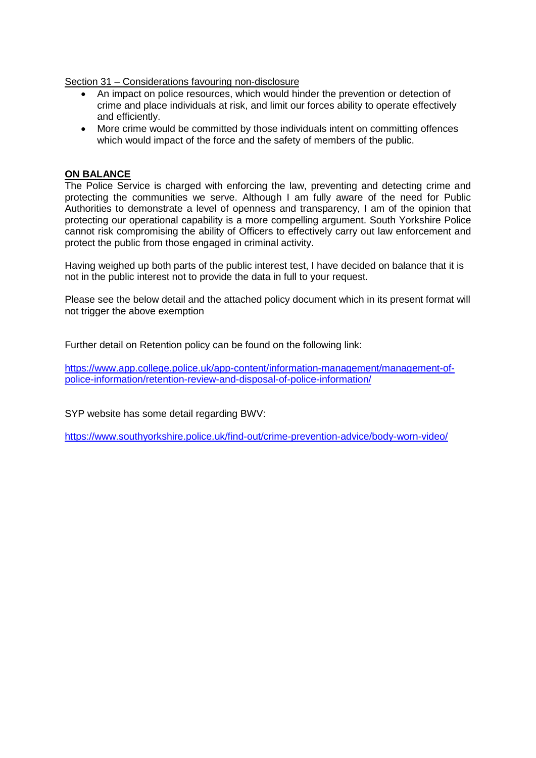Section 31 – Considerations favouring non-disclosure

- An impact on police resources, which would hinder the prevention or detection of crime and place individuals at risk, and limit our forces ability to operate effectively and efficiently.
- More crime would be committed by those individuals intent on committing offences which would impact of the force and the safety of members of the public.

**ON BALANCE**

The Police Service is charged with enforcing the law, preventing and detecting crime and protecting the communities we serve. Although I am fully aware of the need for Public Authorities to demonstrate a level of openness and transparency, I am of the opinion that protecting our operational capability is a more compelling argument. South Yorkshire Police cannot risk compromising the ability of Officers to effectively carry out law enforcement and protect the public from those engaged in criminal activity.

Having weighed up both parts of the public interest test, I have decided on balance that it is not in the public interest not to provide the data in full to your request.

Please see the below detail and the attached policy document which in its present format will not trigger the above exemption

Further detail on Retention policy can be found on the following link:

https://www.app.college.police.uk/app-content/information-management/management-of-police-information/retention-review-and-disposal-of-police-information/

SYP website has some detail regarding BWV:

https://www.southyorkshire.police.uk/find-out/crime-prevention-advice/body-worn-video/